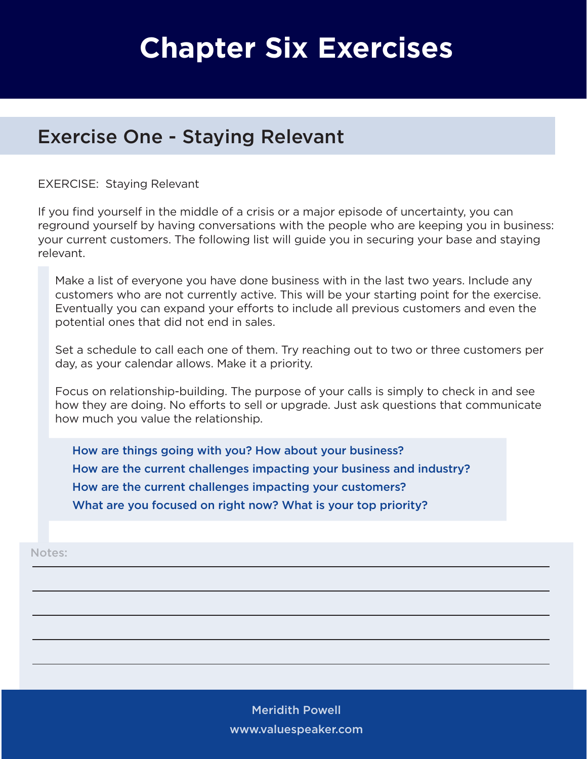# Chapter Six Exercises

## Exercise One - Staying Relevant

EXERCISE: Staying Relevant

If you find yourself in the middle of a crisis or a major episode of uncertainty, you can reground yourself by having conversations with the people who are keeping you in business: your current customers. The following list will guide you in securing your base and staying relevant.

> Make a list of everyone you have done business with in the last two years. Include any customers who are not currently active. This will be your starting point for the exercise. Eventually you can expand your efforts to include all previous customers and even the potential ones that did not end in sales.
>
> Set a schedule to call each one of them. Try reaching out to two or three customers per day, as your calendar allows. Make it a priority.
>
> Focus on relationship-building. The purpose of your calls is simply to check in and see how they are doing. No efforts to sell or upgrade. Just ask questions that communicate how much you value the relationship.
>
> **How are things going with you? How about your business?**
> **How are the current challenges impacting your business and industry?**
> **How are the current challenges impacting your customers?**
> **What are you focused on right now? What is your top priority?**

Notes:

Meridith Powell
www.valuespeaker.com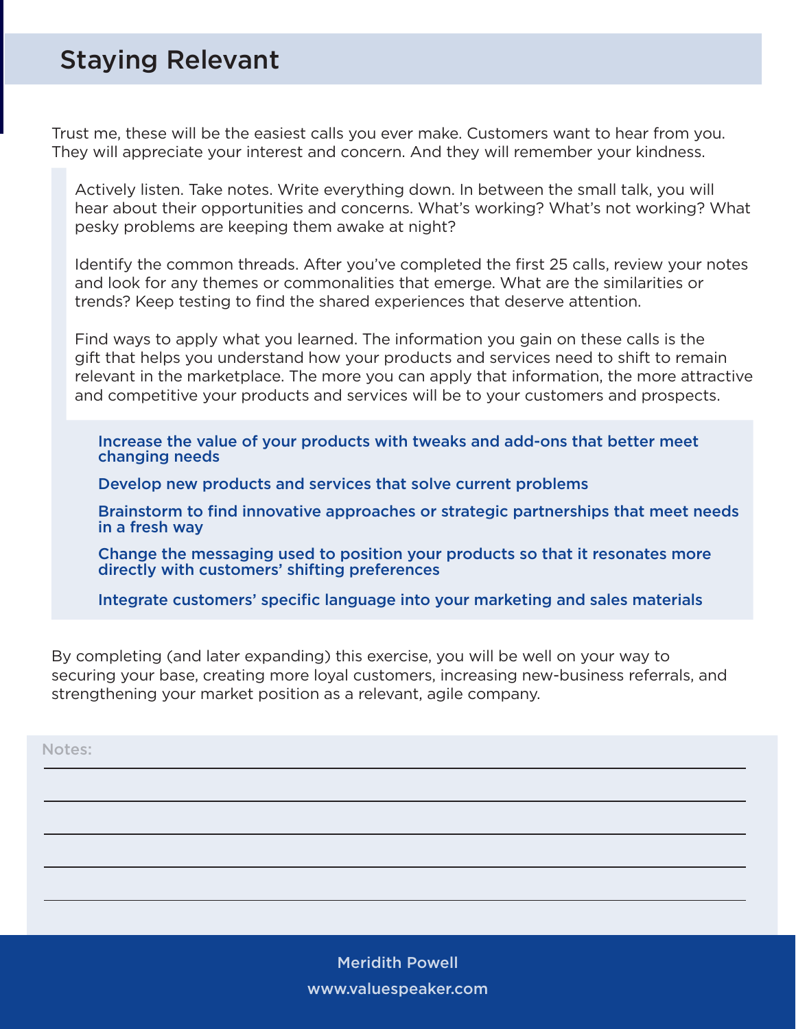## Staying Relevant

Trust me, these will be the easiest calls you ever make. Customers want to hear from you. They will appreciate your interest and concern. And they will remember your kindness.

Actively listen. Take notes. Write everything down. In between the small talk, you will hear about their opportunities and concerns. What's working? What's not working? What pesky problems are keeping them awake at night?

Identify the common threads. After you've completed the first 25 calls, review your notes and look for any themes or commonalities that emerge. What are the similarities or trends? Keep testing to find the shared experiences that deserve attention.

Find ways to apply what you learned. The information you gain on these calls is the gift that helps you understand how your products and services need to shift to remain relevant in the marketplace. The more you can apply that information, the more attractive and competitive your products and services will be to your customers and prospects.

**Increase the value of your products with tweaks and add-ons that better meet changing needs**

**Develop new products and services that solve current problems**

**Brainstorm to find innovative approaches or strategic partnerships that meet needs in a fresh way**

**Change the messaging used to position your products so that it resonates more directly with customers' shifting preferences**

**Integrate customers' specific language into your marketing and sales materials**

By completing (and later expanding) this exercise, you will be well on your way to securing your base, creating more loyal customers, increasing new-business referrals, and strengthening your market position as a relevant, agile company.

Notes:

Meridith Powell

www.valuespeaker.com